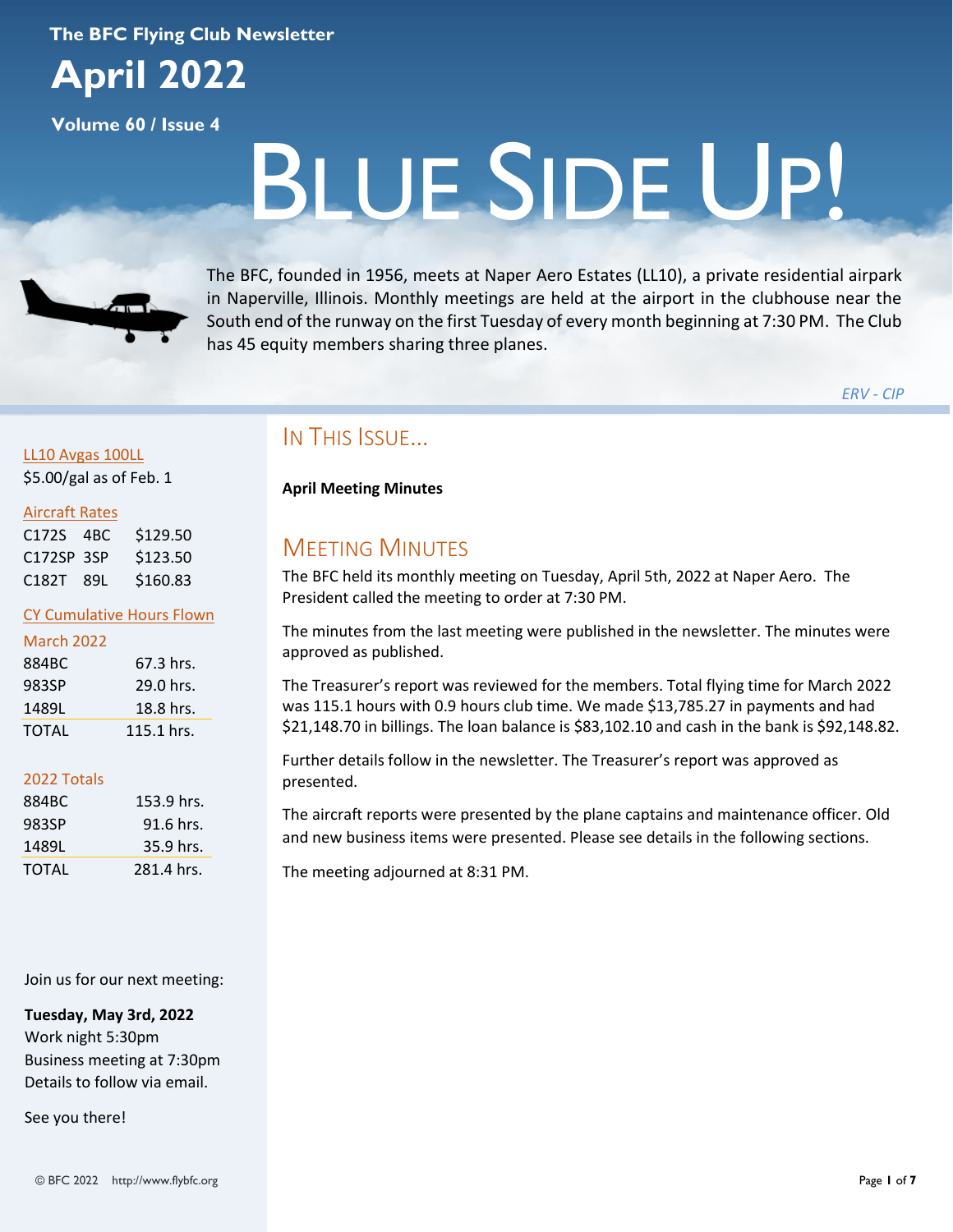The BFC Flying Club Newsletter

# April 2022

Volume 60 / Issue 4

# BLUE SIDE UP!

The BFC, founded in 1956, meets at Naper Aero Estates (LL10), a private residential airpark in Naperville, Illinois. Monthly meetings are held at the airport in the clubhouse near the South end of the runway on the first Tuesday of every month beginning at 7:30 PM. The Club has 45 equity members sharing three planes.

*ERV - CIP*

## IN THIS ISSUE...

**April Meeting Minutes**

## MEETING MINUTES

The BFC held its monthly meeting on Tuesday, April 5th, 2022 at Naper Aero. The President called the meeting to order at 7:30 PM.

The minutes from the last meeting were published in the newsletter. The minutes were approved as published.

The Treasurer's report was reviewed for the members. Total flying time for March 2022 was 115.1 hours with 0.9 hours club time. We made $13,785.27 in payments and had $21,148.70 in billings. The loan balance is $83,102.10 and cash in the bank is $92,148.82.

Further details follow in the newsletter. The Treasurer's report was approved as presented.

The aircraft reports were presented by the plane captains and maintenance officer. Old and new business items were presented. Please see details in the following sections.

The meeting adjourned at 8:31 PM.

---

### LL10 Avgas 100LL

$5.00/gal as of Feb. 1

### Aircraft Rates

| Aircraft | Tail | Rate |
|---|---|---|
| C172S | 4BC | $129.50 |
| C172SP | 3SP | $123.50 |
| C182T | 89L | $160.83 |

### CY Cumulative Hours Flown

**March 2022**

| Aircraft | Hours |
|---|---|
| 884BC | 67.3 hrs. |
| 983SP | 29.0 hrs. |
| 1489L | 18.8 hrs. |
| TOTAL | 115.1 hrs. |

**2022 Totals**

| Aircraft | Hours |
|---|---|
| 884BC | 153.9 hrs. |
| 983SP | 91.6 hrs. |
| 1489L | 35.9 hrs. |
| TOTAL | 281.4 hrs. |

Join us for our next meeting:

**Tuesday, May 3rd, 2022**
Work night 5:30pm
Business meeting at 7:30pm
Details to follow via email.

See you there!

© BFC 2022 http://www.flybfc.org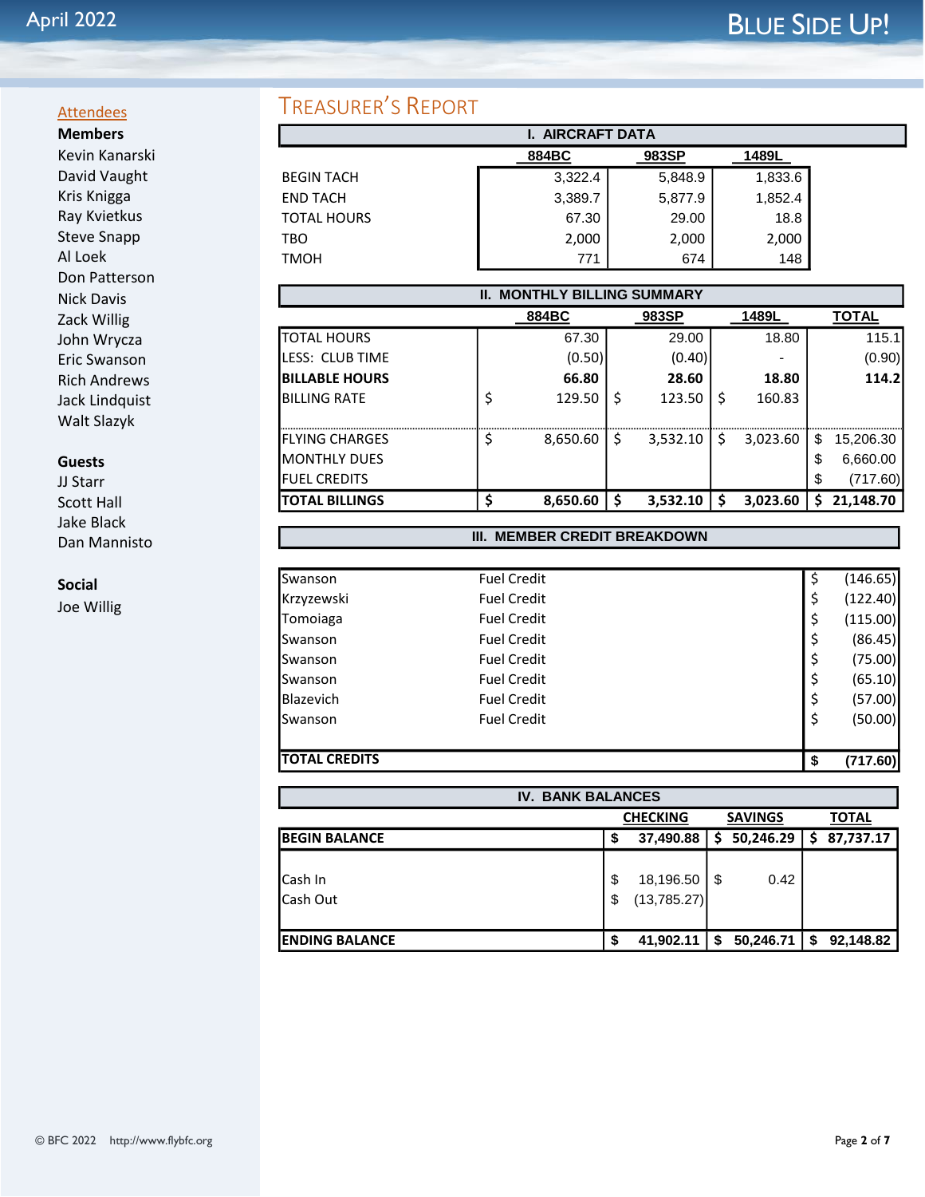## Attendees

**Members**

Kevin Kanarski
David Vaught
Kris Knigga
Ray Kvietkus
Steve Snapp
Al Loek
Don Patterson
Nick Davis
Zack Willig
John Wrycza
Eric Swanson
Rich Andrews
Jack Lindquist
Walt Slazyk

**Guests**

JJ Starr
Scott Hall
Jake Black
Dan Mannisto

**Social**

Joe Willig

# Treasurer's Report

**I. AIRCRAFT DATA**

| | 884BC | 983SP | 1489L |
|---|---|---|---|
| BEGIN TACH | 3,322.4 | 5,848.9 | 1,833.6 |
| END TACH | 3,389.7 | 5,877.9 | 1,852.4 |
| TOTAL HOURS | 67.30 | 29.00 | 18.8 |
| TBO | 2,000 | 2,000 | 2,000 |
| TMOH | 771 | 674 | 148 |

**II. MONTHLY BILLING SUMMARY**

| | 884BC | 983SP | 1489L | TOTAL |
|---|---|---|---|---|
| TOTAL HOURS | 67.30 | 29.00 | 18.80 | 115.1 |
| LESS: CLUB TIME | (0.50) | (0.40) | - | (0.90) |
| **BILLABLE HOURS** | **66.80** | **28.60** | **18.80** | **114.2** |
| BILLING RATE | $ 129.50 | $ 123.50 | $ 160.83 | |
| FLYING CHARGES | $ 8,650.60 | $ 3,532.10 | $ 3,023.60 | $ 15,206.30 |
| MONTHLY DUES | | | | $ 6,660.00 |
| FUEL CREDITS | | | | $ (717.60) |
| **TOTAL BILLINGS** | **$ 8,650.60** | **$ 3,532.10** | **$ 3,023.60** | **$ 21,148.70** |

**III. MEMBER CREDIT BREAKDOWN**

| | | |
|---|---|---|
| Swanson | Fuel Credit | $ (146.65) |
| Krzyzewski | Fuel Credit | $ (122.40) |
| Tomoiaga | Fuel Credit | $ (115.00) |
| Swanson | Fuel Credit | $ (86.45) |
| Swanson | Fuel Credit | $ (75.00) |
| Swanson | Fuel Credit | $ (65.10) |
| Blazevich | Fuel Credit | $ (57.00) |
| Swanson | Fuel Credit | $ (50.00) |
| **TOTAL CREDITS** | | **$ (717.60)** |

**IV. BANK BALANCES**

| | CHECKING | SAVINGS | TOTAL |
|---|---|---|---|
| **BEGIN BALANCE** | **$ 37,490.88** | **$ 50,246.29** | **$ 87,737.17** |
| Cash In | $ 18,196.50 | $ 0.42 | |
| Cash Out | $ (13,785.27) | | |
| **ENDING BALANCE** | **$ 41,902.11** | **$ 50,246.71** | **$ 92,148.82** |

© BFC 2022 http://www.flybfc.org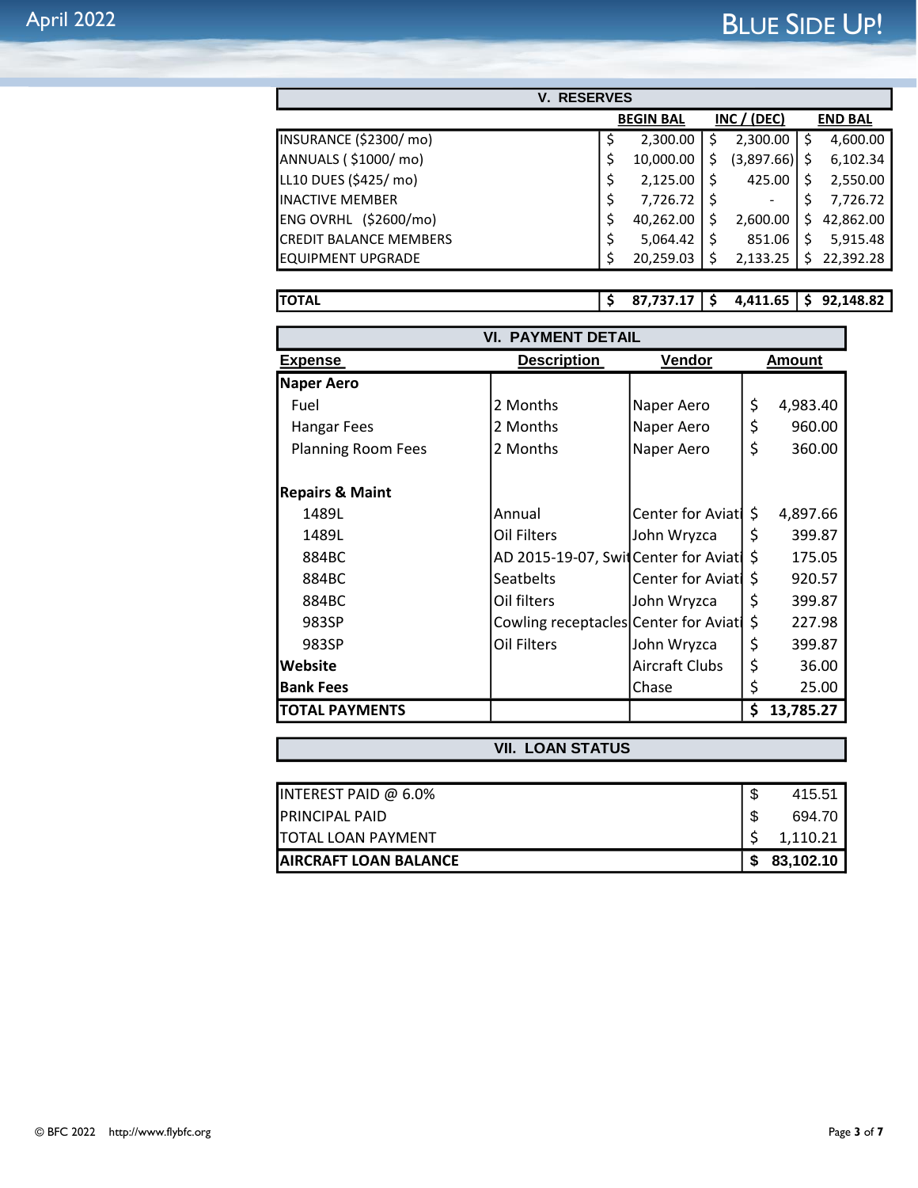## V. RESERVES

| | BEGIN BAL | INC / (DEC) | END BAL |
|---|---|---|---|
| INSURANCE ($2300/ mo) | $ 2,300.00 | $ 2,300.00 | $ 4,600.00 |
| ANNUALS ( $1000/ mo) | $ 10,000.00 | $ (3,897.66) | $ 6,102.34 |
| LL10 DUES ($425/ mo) | $ 2,125.00 | $ 425.00 | $ 2,550.00 |
| INACTIVE MEMBER | $ 7,726.72 | $ - | $ 7,726.72 |
| ENG OVRHL ($2600/mo) | $ 40,262.00 | $ 2,600.00 | $ 42,862.00 |
| CREDIT BALANCE MEMBERS | $ 5,064.42 | $ 851.06 | $ 5,915.48 |
| EQUIPMENT UPGRADE | $ 20,259.03 | $ 2,133.25 | $ 22,392.28 |
| **TOTAL** | **$ 87,737.17** | **$ 4,411.65** | **$ 92,148.82** |

## VI. PAYMENT DETAIL

| Expense | Description | Vendor | Amount |
|---|---|---|---|
| **Naper Aero** | | | |
| Fuel | 2 Months | Naper Aero | $ 4,983.40 |
| Hangar Fees | 2 Months | Naper Aero | $ 960.00 |
| Planning Room Fees | 2 Months | Naper Aero | $ 360.00 |
| **Repairs & Maint** | | | |
| 1489L | Annual | Center for Aviati | $ 4,897.66 |
| 1489L | Oil Filters | John Wryzca | $ 399.87 |
| 884BC | AD 2015-19-07, Swi | Center for Aviati | $ 175.05 |
| 884BC | Seatbelts | Center for Aviati | $ 920.57 |
| 884BC | Oil filters | John Wryzca | $ 399.87 |
| 983SP | Cowling receptacles | Center for Aviati | $ 227.98 |
| 983SP | Oil Filters | John Wryzca | $ 399.87 |
| **Website** | | Aircraft Clubs | $ 36.00 |
| **Bank Fees** | | Chase | $ 25.00 |
| **TOTAL PAYMENTS** | | | **$ 13,785.27** |

## VII. LOAN STATUS

| | |
|---|---|
| INTEREST PAID @ 6.0% | $ 415.51 |
| PRINCIPAL PAID | $ 694.70 |
| TOTAL LOAN PAYMENT | $ 1,110.21 |
| **AIRCRAFT LOAN BALANCE** | **$ 83,102.10** |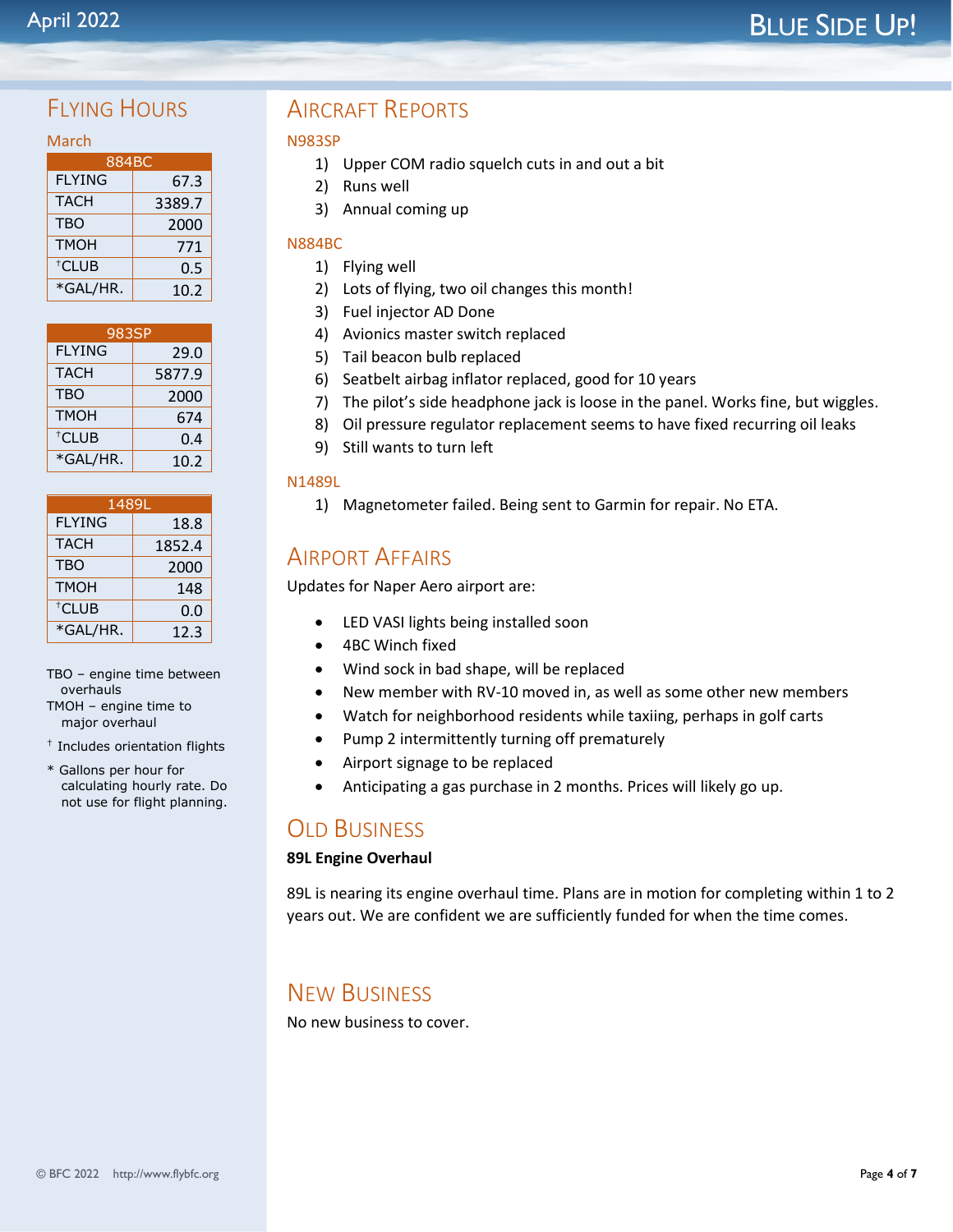## Flying Hours

### March

| 884BC | |
|---|---|
| FLYING | 67.3 |
| TACH | 3389.7 |
| TBO | 2000 |
| TMOH | 771 |
| †CLUB | 0.5 |
| *GAL/HR. | 10.2 |

| 983SP | |
|---|---|
| FLYING | 29.0 |
| TACH | 5877.9 |
| TBO | 2000 |
| TMOH | 674 |
| †CLUB | 0.4 |
| *GAL/HR. | 10.2 |

| 1489L | |
|---|---|
| FLYING | 18.8 |
| TACH | 1852.4 |
| TBO | 2000 |
| TMOH | 148 |
| †CLUB | 0.0 |
| *GAL/HR. | 12.3 |

TBO – engine time between overhauls
TMOH – engine time to major overhaul

† Includes orientation flights

* Gallons per hour for calculating hourly rate. Do not use for flight planning.

## Aircraft Reports

### N983SP

1) Upper COM radio squelch cuts in and out a bit
2) Runs well
3) Annual coming up

### N884BC

1) Flying well
2) Lots of flying, two oil changes this month!
3) Fuel injector AD Done
4) Avionics master switch replaced
5) Tail beacon bulb replaced
6) Seatbelt airbag inflator replaced, good for 10 years
7) The pilot's side headphone jack is loose in the panel. Works fine, but wiggles.
8) Oil pressure regulator replacement seems to have fixed recurring oil leaks
9) Still wants to turn left

### N1489L

1) Magnetometer failed. Being sent to Garmin for repair. No ETA.

## Airport Affairs

Updates for Naper Aero airport are:

- LED VASI lights being installed soon
- 4BC Winch fixed
- Wind sock in bad shape, will be replaced
- New member with RV-10 moved in, as well as some other new members
- Watch for neighborhood residents while taxiing, perhaps in golf carts
- Pump 2 intermittently turning off prematurely
- Airport signage to be replaced
- Anticipating a gas purchase in 2 months. Prices will likely go up.

## Old Business

**89L Engine Overhaul**

89L is nearing its engine overhaul time. Plans are in motion for completing within 1 to 2 years out. We are confident we are sufficiently funded for when the time comes.

## New Business

No new business to cover.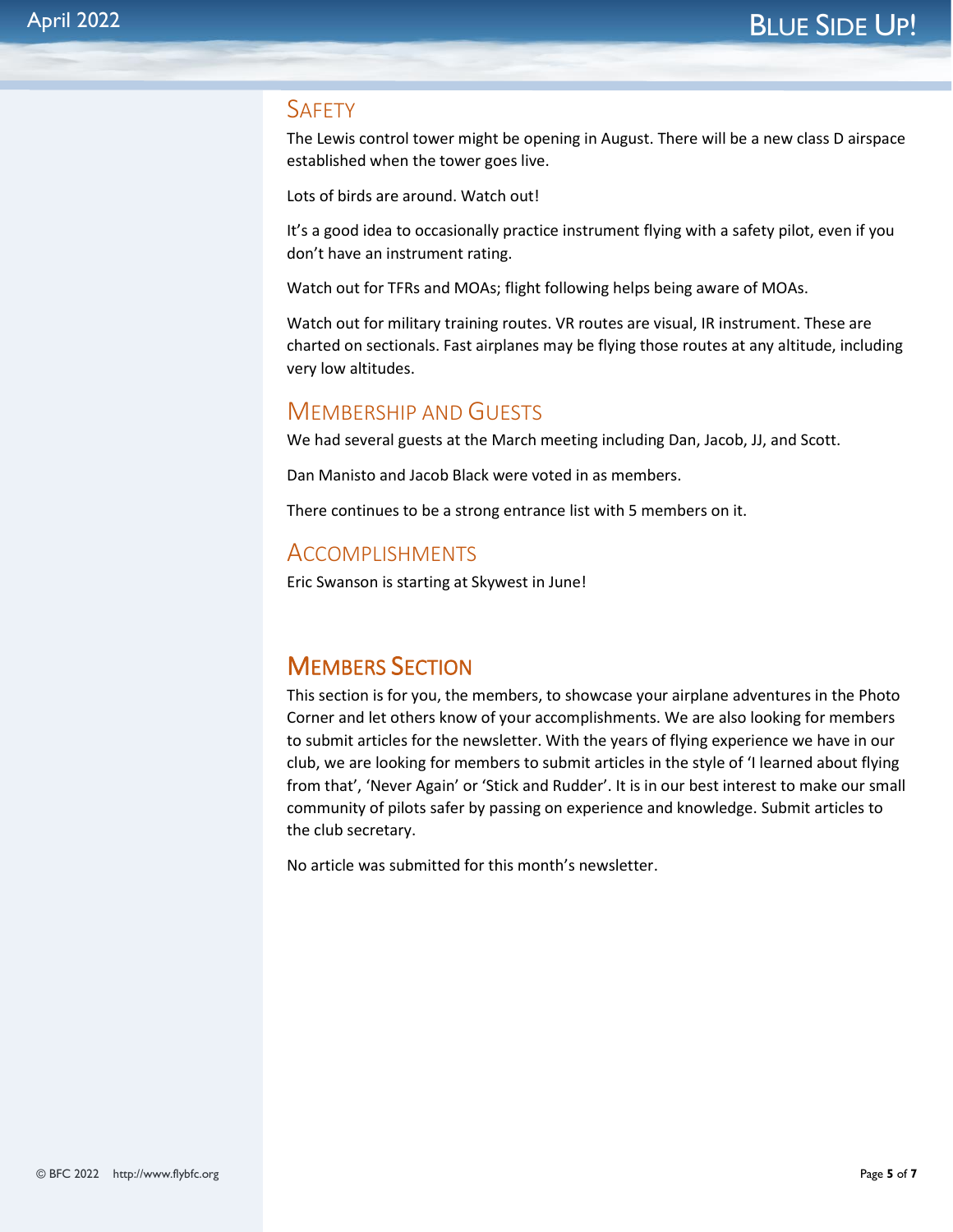## Safety

The Lewis control tower might be opening in August. There will be a new class D airspace established when the tower goes live.

Lots of birds are around. Watch out!

It's a good idea to occasionally practice instrument flying with a safety pilot, even if you don't have an instrument rating.

Watch out for TFRs and MOAs; flight following helps being aware of MOAs.

Watch out for military training routes. VR routes are visual, IR instrument. These are charted on sectionals. Fast airplanes may be flying those routes at any altitude, including very low altitudes.

## Membership and Guests

We had several guests at the March meeting including Dan, Jacob, JJ, and Scott.

Dan Manisto and Jacob Black were voted in as members.

There continues to be a strong entrance list with 5 members on it.

## Accomplishments

Eric Swanson is starting at Skywest in June!

# Members Section

This section is for you, the members, to showcase your airplane adventures in the Photo Corner and let others know of your accomplishments. We are also looking for members to submit articles for the newsletter. With the years of flying experience we have in our club, we are looking for members to submit articles in the style of 'I learned about flying from that', 'Never Again' or 'Stick and Rudder'. It is in our best interest to make our small community of pilots safer by passing on experience and knowledge. Submit articles to the club secretary.

No article was submitted for this month's newsletter.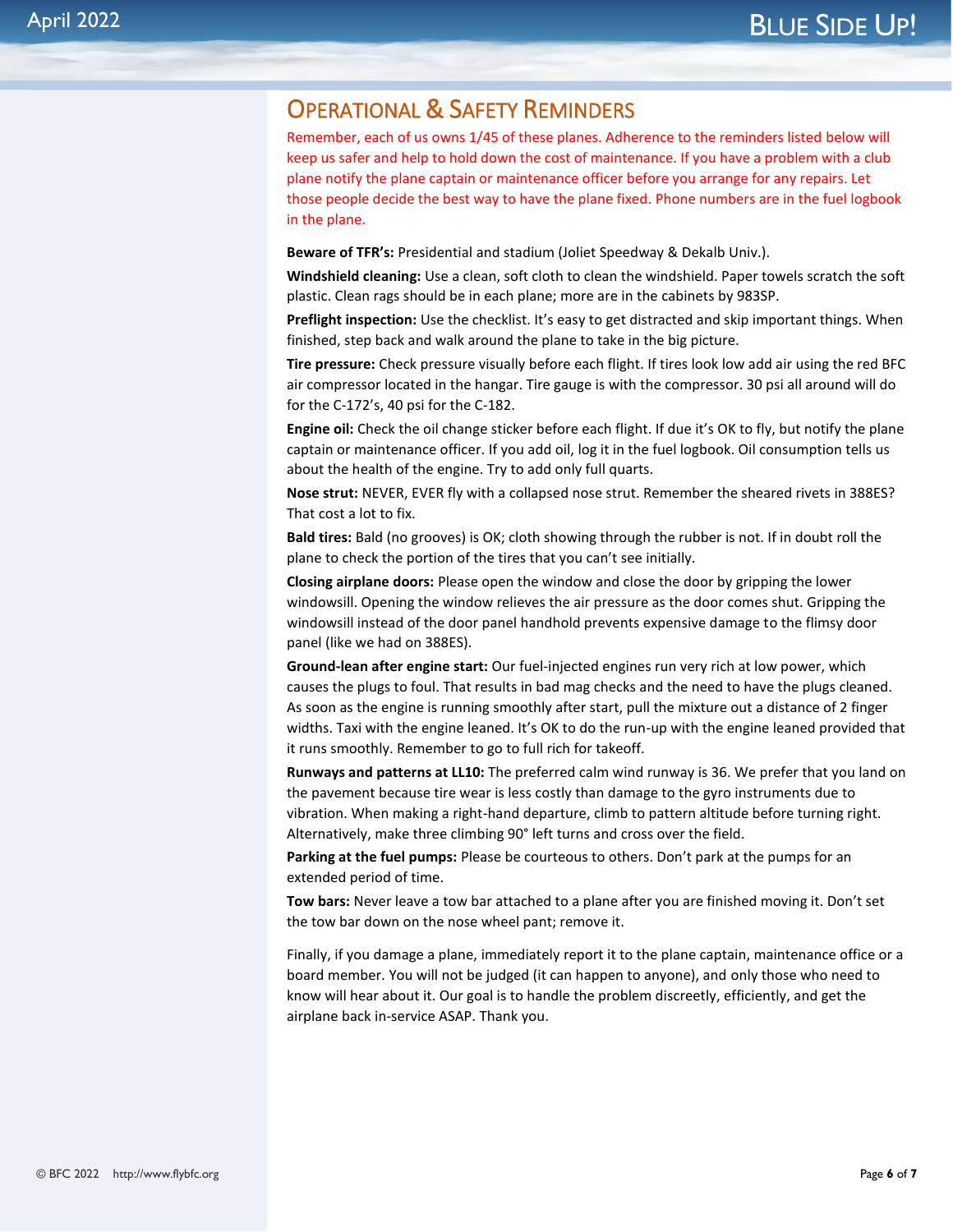## Operational & Safety Reminders

Remember, each of us owns 1/45 of these planes. Adherence to the reminders listed below will keep us safer and help to hold down the cost of maintenance. If you have a problem with a club plane notify the plane captain or maintenance officer before you arrange for any repairs. Let those people decide the best way to have the plane fixed. Phone numbers are in the fuel logbook in the plane.

**Beware of TFR's:** Presidential and stadium (Joliet Speedway & Dekalb Univ.).

**Windshield cleaning:** Use a clean, soft cloth to clean the windshield. Paper towels scratch the soft plastic. Clean rags should be in each plane; more are in the cabinets by 983SP.

**Preflight inspection:** Use the checklist. It's easy to get distracted and skip important things. When finished, step back and walk around the plane to take in the big picture.

**Tire pressure:** Check pressure visually before each flight. If tires look low add air using the red BFC air compressor located in the hangar. Tire gauge is with the compressor. 30 psi all around will do for the C-172's, 40 psi for the C-182.

**Engine oil:** Check the oil change sticker before each flight. If due it's OK to fly, but notify the plane captain or maintenance officer. If you add oil, log it in the fuel logbook. Oil consumption tells us about the health of the engine. Try to add only full quarts.

**Nose strut:** NEVER, EVER fly with a collapsed nose strut. Remember the sheared rivets in 388ES? That cost a lot to fix.

**Bald tires:** Bald (no grooves) is OK; cloth showing through the rubber is not. If in doubt roll the plane to check the portion of the tires that you can't see initially.

**Closing airplane doors:** Please open the window and close the door by gripping the lower windowsill. Opening the window relieves the air pressure as the door comes shut. Gripping the windowsill instead of the door panel handhold prevents expensive damage to the flimsy door panel (like we had on 388ES).

**Ground-lean after engine start:** Our fuel-injected engines run very rich at low power, which causes the plugs to foul. That results in bad mag checks and the need to have the plugs cleaned. As soon as the engine is running smoothly after start, pull the mixture out a distance of 2 finger widths. Taxi with the engine leaned. It's OK to do the run-up with the engine leaned provided that it runs smoothly. Remember to go to full rich for takeoff.

**Runways and patterns at LL10:** The preferred calm wind runway is 36. We prefer that you land on the pavement because tire wear is less costly than damage to the gyro instruments due to vibration. When making a right-hand departure, climb to pattern altitude before turning right. Alternatively, make three climbing 90° left turns and cross over the field.

**Parking at the fuel pumps:** Please be courteous to others. Don't park at the pumps for an extended period of time.

**Tow bars:** Never leave a tow bar attached to a plane after you are finished moving it. Don't set the tow bar down on the nose wheel pant; remove it.

Finally, if you damage a plane, immediately report it to the plane captain, maintenance office or a board member. You will not be judged (it can happen to anyone), and only those who need to know will hear about it. Our goal is to handle the problem discreetly, efficiently, and get the airplane back in-service ASAP. Thank you.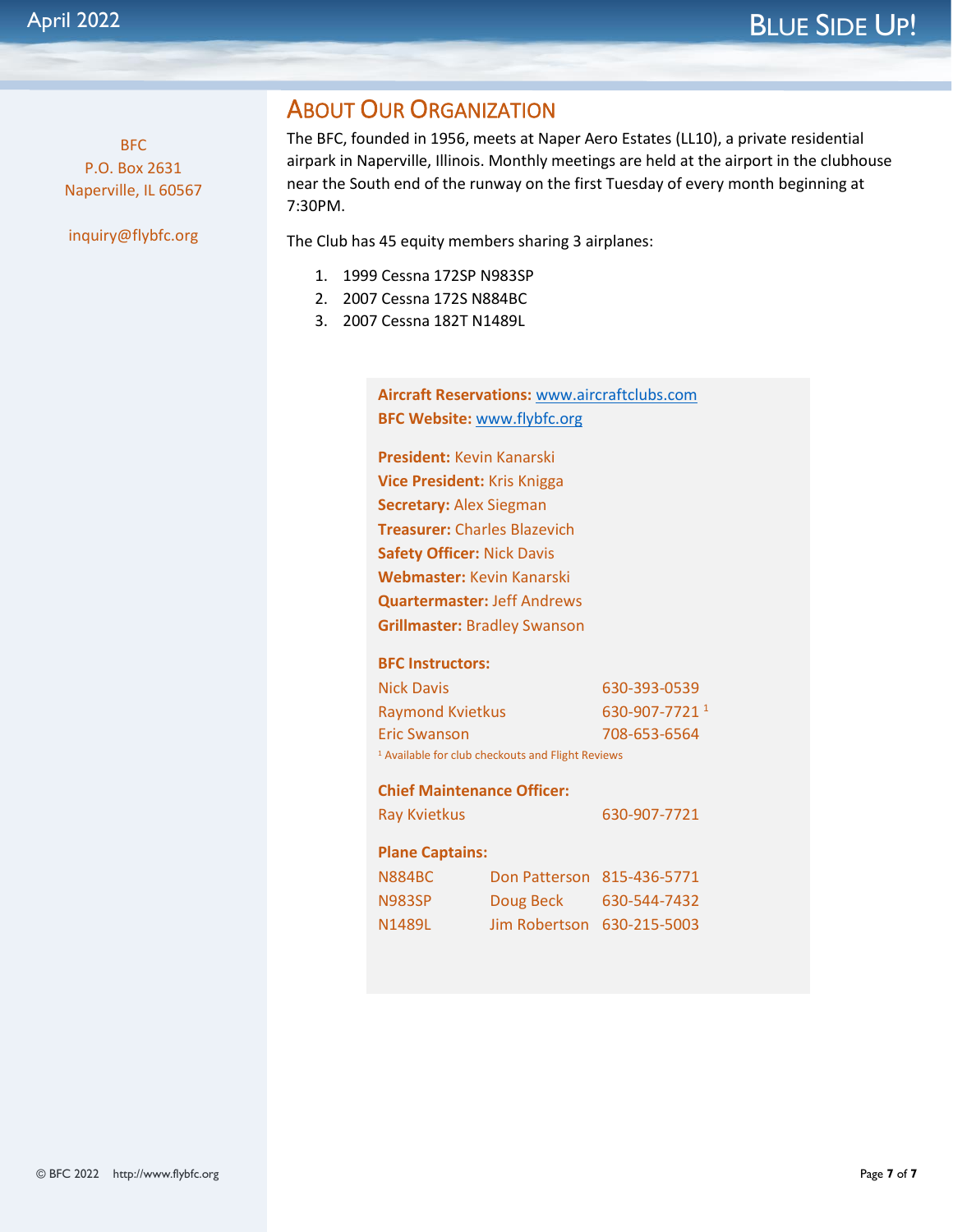BFC
P.O. Box 2631
Naperville, IL 60567

inquiry@flybfc.org

## About Our Organization

The BFC, founded in 1956, meets at Naper Aero Estates (LL10), a private residential airpark in Naperville, Illinois. Monthly meetings are held at the airport in the clubhouse near the South end of the runway on the first Tuesday of every month beginning at 7:30PM.

The Club has 45 equity members sharing 3 airplanes:

1. 1999 Cessna 172SP N983SP
2. 2007 Cessna 172S N884BC
3. 2007 Cessna 182T N1489L

**Aircraft Reservations:** www.aircraftclubs.com
**BFC Website:** www.flybfc.org

**President:** Kevin Kanarski
**Vice President:** Kris Knigga
**Secretary:** Alex Siegman
**Treasurer:** Charles Blazevich
**Safety Officer:** Nick Davis
**Webmaster:** Kevin Kanarski
**Quartermaster:** Jeff Andrews
**Grillmaster:** Bradley Swanson

**BFC Instructors:**

| | |
|---|---|
| Nick Davis | 630-393-0539 |
| Raymond Kvietkus | 630-907-7721 [1] |
| Eric Swanson | 708-653-6564 |

[1] Available for club checkouts and Flight Reviews

**Chief Maintenance Officer:**

| | |
|---|---|
| Ray Kvietkus | 630-907-7721 |

**Plane Captains:**

| | | |
|---|---|---|
| N884BC | Don Patterson | 815-436-5771 |
| N983SP | Doug Beck | 630-544-7432 |
| N1489L | Jim Robertson | 630-215-5003 |